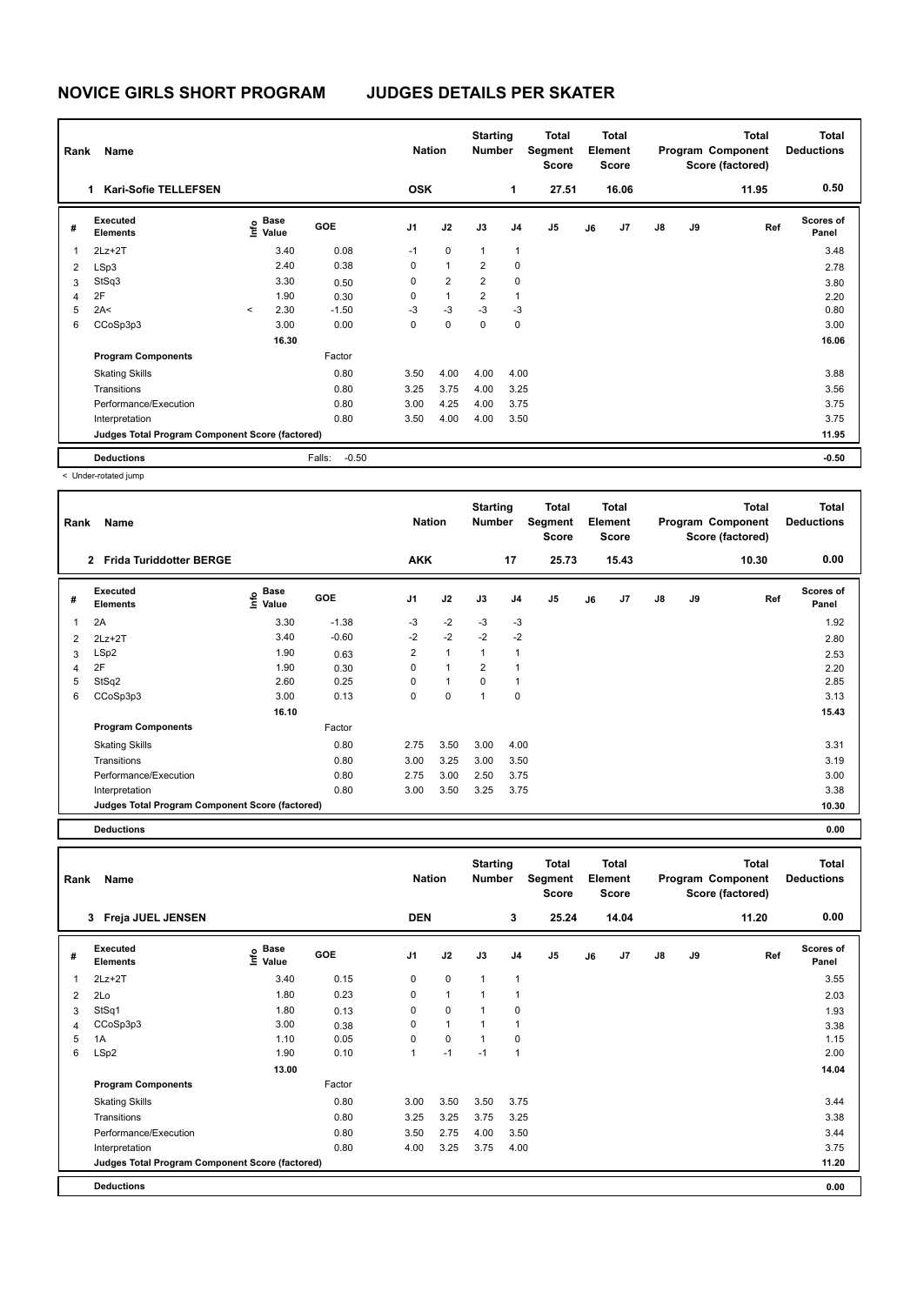# NOVICE GIRLS SHORT PROGRAM JUDGES DETAILS PER SKATER

| Rank | Name | Nation | Starting Number | Total Segment Score | Total Element Score | Total Program Component Score (factored) | Total Deductions |
|---|---|---|---|---|---|---|---|
| 1 | Kari-Sofie TELLEFSEN | OSK | 1 | 27.51 | 16.06 | 11.95 | 0.50 |

| # | Executed Elements | Info | Base Value | GOE | J1 | J2 | J3 | J4 | J5 | J6 | J7 | J8 | J9 | Ref | Scores of Panel |
|---|---|---|---|---|---|---|---|---|---|---|---|---|---|---|---|
| 1 | 2Lz+2T | | 3.40 | 0.08 | -1 | 0 | 1 | 1 | | | | | | | 3.48 |
| 2 | LSp3 | | 2.40 | 0.38 | 0 | 1 | 2 | 0 | | | | | | | 2.78 |
| 3 | StSq3 | | 3.30 | 0.50 | 0 | 2 | 2 | 0 | | | | | | | 3.80 |
| 4 | 2F | | 1.90 | 0.30 | 0 | 1 | 2 | 1 | | | | | | | 2.20 |
| 5 | 2A< | < | 2.30 | -1.50 | -3 | -3 | -3 | -3 | | | | | | | 0.80 |
| 6 | CCoSp3p3 | | 3.00 | 0.00 | 0 | 0 | 0 | 0 | | | | | | | 3.00 |
| | | | 16.30 | | | | | | | | | | | | 16.06 |
| | **Program Components** | | | Factor | | | | | | | | | | | |
| | Skating Skills | | | 0.80 | 3.50 | 4.00 | 4.00 | 4.00 | | | | | | | 3.88 |
| | Transitions | | | 0.80 | 3.25 | 3.75 | 4.00 | 3.25 | | | | | | | 3.56 |
| | Performance/Execution | | | 0.80 | 3.00 | 4.25 | 4.00 | 3.75 | | | | | | | 3.75 |
| | Interpretation | | | 0.80 | 3.50 | 4.00 | 4.00 | 3.50 | | | | | | | 3.75 |
| | **Judges Total Program Component Score (factored)** | | | | | | | | | | | | | | 11.95 |
| | **Deductions** | | | Falls: -0.50 | | | | | | | | | | | -0.50 |

< Under-rotated jump

| Rank | Name | Nation | Starting Number | Total Segment Score | Total Element Score | Total Program Component Score (factored) | Total Deductions |
|---|---|---|---|---|---|---|---|
| 2 | Frida Turiddotter BERGE | AKK | 17 | 25.73 | 15.43 | 10.30 | 0.00 |

| # | Executed Elements | Info | Base Value | GOE | J1 | J2 | J3 | J4 | J5 | J6 | J7 | J8 | J9 | Ref | Scores of Panel |
|---|---|---|---|---|---|---|---|---|---|---|---|---|---|---|---|
| 1 | 2A | | 3.30 | -1.38 | -3 | -2 | -3 | -3 | | | | | | | 1.92 |
| 2 | 2Lz+2T | | 3.40 | -0.60 | -2 | -2 | -2 | -2 | | | | | | | 2.80 |
| 3 | LSp2 | | 1.90 | 0.63 | 2 | 1 | 1 | 1 | | | | | | | 2.53 |
| 4 | 2F | | 1.90 | 0.30 | 0 | 1 | 2 | 1 | | | | | | | 2.20 |
| 5 | StSq2 | | 2.60 | 0.25 | 0 | 1 | 0 | 1 | | | | | | | 2.85 |
| 6 | CCoSp3p3 | | 3.00 | 0.13 | 0 | 0 | 1 | 0 | | | | | | | 3.13 |
| | | | 16.10 | | | | | | | | | | | | 15.43 |
| | **Program Components** | | | Factor | | | | | | | | | | | |
| | Skating Skills | | | 0.80 | 2.75 | 3.50 | 3.00 | 4.00 | | | | | | | 3.31 |
| | Transitions | | | 0.80 | 3.00 | 3.25 | 3.00 | 3.50 | | | | | | | 3.19 |
| | Performance/Execution | | | 0.80 | 2.75 | 3.00 | 2.50 | 3.75 | | | | | | | 3.00 |
| | Interpretation | | | 0.80 | 3.00 | 3.50 | 3.25 | 3.75 | | | | | | | 3.38 |
| | **Judges Total Program Component Score (factored)** | | | | | | | | | | | | | | 10.30 |
| | **Deductions** | | | | | | | | | | | | | | 0.00 |

| Rank | Name | Nation | Starting Number | Total Segment Score | Total Element Score | Total Program Component Score (factored) | Total Deductions |
|---|---|---|---|---|---|---|---|
| 3 | Freja JUEL JENSEN | DEN | 3 | 25.24 | 14.04 | 11.20 | 0.00 |

| # | Executed Elements | Info | Base Value | GOE | J1 | J2 | J3 | J4 | J5 | J6 | J7 | J8 | J9 | Ref | Scores of Panel |
|---|---|---|---|---|---|---|---|---|---|---|---|---|---|---|---|
| 1 | 2Lz+2T | | 3.40 | 0.15 | 0 | 0 | 1 | 1 | | | | | | | 3.55 |
| 2 | 2Lo | | 1.80 | 0.23 | 0 | 1 | 1 | 1 | | | | | | | 2.03 |
| 3 | StSq1 | | 1.80 | 0.13 | 0 | 0 | 1 | 0 | | | | | | | 1.93 |
| 4 | CCoSp3p3 | | 3.00 | 0.38 | 0 | 1 | 1 | 1 | | | | | | | 3.38 |
| 5 | 1A | | 1.10 | 0.05 | 0 | 0 | 1 | 0 | | | | | | | 1.15 |
| 6 | LSp2 | | 1.90 | 0.10 | 1 | -1 | -1 | 1 | | | | | | | 2.00 |
| | | | 13.00 | | | | | | | | | | | | 14.04 |
| | **Program Components** | | | Factor | | | | | | | | | | | |
| | Skating Skills | | | 0.80 | 3.00 | 3.50 | 3.50 | 3.75 | | | | | | | 3.44 |
| | Transitions | | | 0.80 | 3.25 | 3.25 | 3.75 | 3.25 | | | | | | | 3.38 |
| | Performance/Execution | | | 0.80 | 3.50 | 2.75 | 4.00 | 3.50 | | | | | | | 3.44 |
| | Interpretation | | | 0.80 | 4.00 | 3.25 | 3.75 | 4.00 | | | | | | | 3.75 |
| | **Judges Total Program Component Score (factored)** | | | | | | | | | | | | | | 11.20 |
| | **Deductions** | | | | | | | | | | | | | | 0.00 |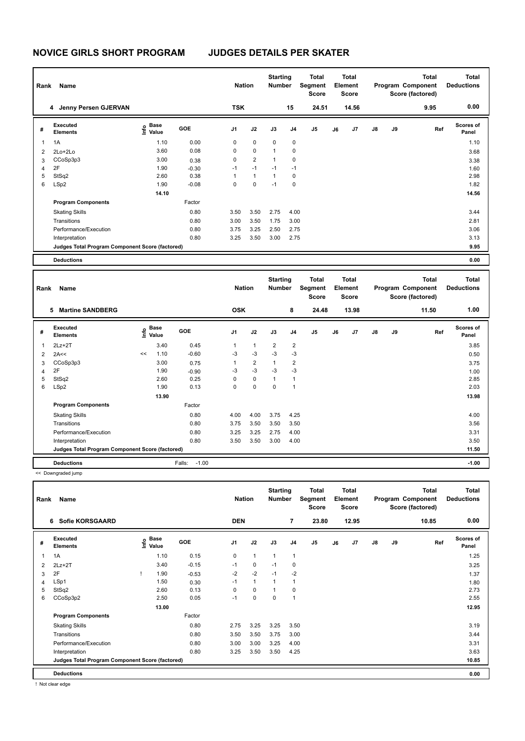# NOVICE GIRLS SHORT PROGRAM JUDGES DETAILS PER SKATER

| Rank | Name | Nation | Starting Number | Total Segment Score | Total Element Score | Total Program Component Score (factored) | Total Deductions |
|---|---|---|---|---|---|---|---|
| 4 | Jenny Persen GJERVAN | TSK | 15 | 24.51 | 14.56 | 9.95 | 0.00 |

| # | Executed Elements | Info | Base Value | GOE | J1 | J2 | J3 | J4 | J5 | J6 | J7 | J8 | J9 | Ref | Scores of Panel |
|---|---|---|---|---|---|---|---|---|---|---|---|---|---|---|---|
| 1 | 1A | | 1.10 | 0.00 | 0 | 0 | 0 | 0 | | | | | | | 1.10 |
| 2 | 2Lo+2Lo | | 3.60 | 0.08 | 0 | 0 | 1 | 0 | | | | | | | 3.68 |
| 3 | CCoSp3p3 | | 3.00 | 0.38 | 0 | 2 | 1 | 0 | | | | | | | 3.38 |
| 4 | 2F | | 1.90 | -0.30 | -1 | -1 | -1 | -1 | | | | | | | 1.60 |
| 5 | StSq2 | | 2.60 | 0.38 | 1 | 1 | 1 | 0 | | | | | | | 2.98 |
| 6 | LSp2 | | 1.90 | -0.08 | 0 | 0 | -1 | 0 | | | | | | | 1.82 |
| | | | 14.10 | | | | | | | | | | | | 14.56 |
| | **Program Components** | | | Factor | | | | | | | | | | | |
| | Skating Skills | | | 0.80 | 3.50 | 3.50 | 2.75 | 4.00 | | | | | | | 3.44 |
| | Transitions | | | 0.80 | 3.00 | 3.50 | 1.75 | 3.00 | | | | | | | 2.81 |
| | Performance/Execution | | | 0.80 | 3.75 | 3.25 | 2.50 | 2.75 | | | | | | | 3.06 |
| | Interpretation | | | 0.80 | 3.25 | 3.50 | 3.00 | 2.75 | | | | | | | 3.13 |
| | **Judges Total Program Component Score (factored)** | | | | | | | | | | | | | | 9.95 |
| | **Deductions** | | | | | | | | | | | | | | 0.00 |

| Rank | Name | Nation | Starting Number | Total Segment Score | Total Element Score | Total Program Component Score (factored) | Total Deductions |
|---|---|---|---|---|---|---|---|
| 5 | Martine SANDBERG | OSK | 8 | 24.48 | 13.98 | 11.50 | 1.00 |

| # | Executed Elements | Info | Base Value | GOE | J1 | J2 | J3 | J4 | J5 | J6 | J7 | J8 | J9 | Ref | Scores of Panel |
|---|---|---|---|---|---|---|---|---|---|---|---|---|---|---|---|
| 1 | 2Lz+2T | | 3.40 | 0.45 | 1 | 1 | 2 | 2 | | | | | | | 3.85 |
| 2 | 2A<< | << | 1.10 | -0.60 | -3 | -3 | -3 | -3 | | | | | | | 0.50 |
| 3 | CCoSp3p3 | | 3.00 | 0.75 | 1 | 2 | 1 | 2 | | | | | | | 3.75 |
| 4 | 2F | | 1.90 | -0.90 | -3 | -3 | -3 | -3 | | | | | | | 1.00 |
| 5 | StSq2 | | 2.60 | 0.25 | 0 | 0 | 1 | 1 | | | | | | | 2.85 |
| 6 | LSp2 | | 1.90 | 0.13 | 0 | 0 | 0 | 1 | | | | | | | 2.03 |
| | | | 13.90 | | | | | | | | | | | | 13.98 |
| | **Program Components** | | | Factor | | | | | | | | | | | |
| | Skating Skills | | | 0.80 | 4.00 | 4.00 | 3.75 | 4.25 | | | | | | | 4.00 |
| | Transitions | | | 0.80 | 3.75 | 3.50 | 3.50 | 3.50 | | | | | | | 3.56 |
| | Performance/Execution | | | 0.80 | 3.25 | 3.25 | 2.75 | 4.00 | | | | | | | 3.31 |
| | Interpretation | | | 0.80 | 3.50 | 3.50 | 3.00 | 4.00 | | | | | | | 3.50 |
| | **Judges Total Program Component Score (factored)** | | | | | | | | | | | | | | 11.50 |
| | **Deductions** | | | Falls: -1.00 | | | | | | | | | | | -1.00 |

<< Downgraded jump

| Rank | Name | Nation | Starting Number | Total Segment Score | Total Element Score | Total Program Component Score (factored) | Total Deductions |
|---|---|---|---|---|---|---|---|
| 6 | Sofie KORSGAARD | DEN | 7 | 23.80 | 12.95 | 10.85 | 0.00 |

| # | Executed Elements | Info | Base Value | GOE | J1 | J2 | J3 | J4 | J5 | J6 | J7 | J8 | J9 | Ref | Scores of Panel |
|---|---|---|---|---|---|---|---|---|---|---|---|---|---|---|---|
| 1 | 1A | | 1.10 | 0.15 | 0 | 1 | 1 | 1 | | | | | | | 1.25 |
| 2 | 2Lz+2T | | 3.40 | -0.15 | -1 | 0 | -1 | 0 | | | | | | | 3.25 |
| 3 | 2F | ! | 1.90 | -0.53 | -2 | -2 | -1 | -2 | | | | | | | 1.37 |
| 4 | LSp1 | | 1.50 | 0.30 | -1 | 1 | 1 | 1 | | | | | | | 1.80 |
| 5 | StSq2 | | 2.60 | 0.13 | 0 | 0 | 1 | 0 | | | | | | | 2.73 |
| 6 | CCoSp3p2 | | 2.50 | 0.05 | -1 | 0 | 0 | 1 | | | | | | | 2.55 |
| | | | 13.00 | | | | | | | | | | | | 12.95 |
| | **Program Components** | | | Factor | | | | | | | | | | | |
| | Skating Skills | | | 0.80 | 2.75 | 3.25 | 3.25 | 3.50 | | | | | | | 3.19 |
| | Transitions | | | 0.80 | 3.50 | 3.50 | 3.75 | 3.00 | | | | | | | 3.44 |
| | Performance/Execution | | | 0.80 | 3.00 | 3.00 | 3.25 | 4.00 | | | | | | | 3.31 |
| | Interpretation | | | 0.80 | 3.25 | 3.50 | 3.50 | 4.25 | | | | | | | 3.63 |
| | **Judges Total Program Component Score (factored)** | | | | | | | | | | | | | | 10.85 |
| | **Deductions** | | | | | | | | | | | | | | 0.00 |

! Not clear edge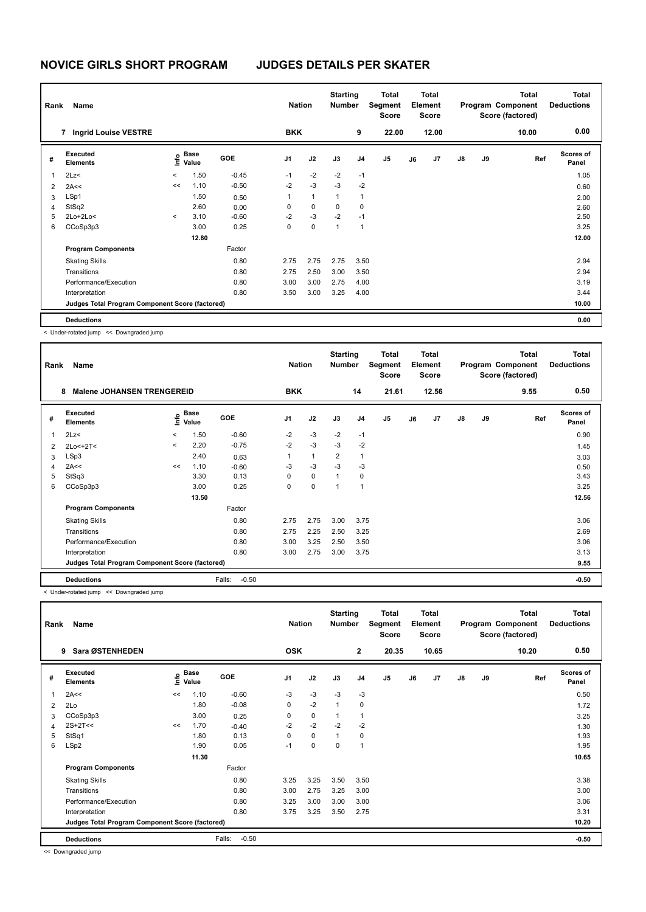# NOVICE GIRLS SHORT PROGRAM JUDGES DETAILS PER SKATER

| Rank | Name | Nation | Starting Number | Total Segment Score | Total Element Score | Total Program Component Score (factored) | Total Deductions |
|---|---|---|---|---|---|---|---|
| 7 | Ingrid Louise VESTRE | BKK | 9 | 22.00 | 12.00 | 10.00 | 0.00 |

| # | Executed Elements | Info | Base Value | GOE | J1 | J2 | J3 | J4 | J5 | J6 | J7 | J8 | J9 | Ref | Scores of Panel |
|---|---|---|---|---|---|---|---|---|---|---|---|---|---|---|---|
| 1 | 2Lz< | < | 1.50 | -0.45 | -1 | -2 | -2 | -1 | | | | | | | 1.05 |
| 2 | 2A<< | << | 1.10 | -0.50 | -2 | -3 | -3 | -2 | | | | | | | 0.60 |
| 3 | LSp1 | | 1.50 | 0.50 | 1 | 1 | 1 | 1 | | | | | | | 2.00 |
| 4 | StSq2 | | 2.60 | 0.00 | 0 | 0 | 0 | 0 | | | | | | | 2.60 |
| 5 | 2Lo+2Lo< | < | 3.10 | -0.60 | -2 | -3 | -2 | -1 | | | | | | | 2.50 |
| 6 | CCoSp3p3 | | 3.00 | 0.25 | 0 | 0 | 1 | 1 | | | | | | | 3.25 |
| | | | 12.80 | | | | | | | | | | | | 12.00 |
| | **Program Components** | | | Factor | | | | | | | | | | | |
| | Skating Skills | | | 0.80 | 2.75 | 2.75 | 2.75 | 3.50 | | | | | | | 2.94 |
| | Transitions | | | 0.80 | 2.75 | 2.50 | 3.00 | 3.50 | | | | | | | 2.94 |
| | Performance/Execution | | | 0.80 | 3.00 | 3.00 | 2.75 | 4.00 | | | | | | | 3.19 |
| | Interpretation | | | 0.80 | 3.50 | 3.00 | 3.25 | 4.00 | | | | | | | 3.44 |
| | **Judges Total Program Component Score (factored)** | | | | | | | | | | | | | | 10.00 |
| | **Deductions** | | | | | | | | | | | | | | 0.00 |

< Under-rotated jump << Downgraded jump

| Rank | Name | Nation | Starting Number | Total Segment Score | Total Element Score | Total Program Component Score (factored) | Total Deductions |
|---|---|---|---|---|---|---|---|
| 8 | Malene JOHANSEN TRENGEREID | BKK | 14 | 21.61 | 12.56 | 9.55 | 0.50 |

| # | Executed Elements | Info | Base Value | GOE | J1 | J2 | J3 | J4 | J5 | J6 | J7 | J8 | J9 | Ref | Scores of Panel |
|---|---|---|---|---|---|---|---|---|---|---|---|---|---|---|---|
| 1 | 2Lz< | < | 1.50 | -0.60 | -2 | -3 | -2 | -1 | | | | | | | 0.90 |
| 2 | 2Lo<+2T< | < | 2.20 | -0.75 | -2 | -3 | -3 | -2 | | | | | | | 1.45 |
| 3 | LSp3 | | 2.40 | 0.63 | 1 | 1 | 2 | 1 | | | | | | | 3.03 |
| 4 | 2A<< | << | 1.10 | -0.60 | -3 | -3 | -3 | -3 | | | | | | | 0.50 |
| 5 | StSq3 | | 3.30 | 0.13 | 0 | 0 | 1 | 0 | | | | | | | 3.43 |
| 6 | CCoSp3p3 | | 3.00 | 0.25 | 0 | 0 | 1 | 1 | | | | | | | 3.25 |
| | | | 13.50 | | | | | | | | | | | | 12.56 |
| | **Program Components** | | | Factor | | | | | | | | | | | |
| | Skating Skills | | | 0.80 | 2.75 | 2.75 | 3.00 | 3.75 | | | | | | | 3.06 |
| | Transitions | | | 0.80 | 2.75 | 2.25 | 2.50 | 3.25 | | | | | | | 2.69 |
| | Performance/Execution | | | 0.80 | 3.00 | 3.25 | 2.50 | 3.50 | | | | | | | 3.06 |
| | Interpretation | | | 0.80 | 3.00 | 2.75 | 3.00 | 3.75 | | | | | | | 3.13 |
| | **Judges Total Program Component Score (factored)** | | | | | | | | | | | | | | 9.55 |
| | **Deductions** | | | Falls: -0.50 | | | | | | | | | | | -0.50 |

< Under-rotated jump << Downgraded jump

| Rank | Name | Nation | Starting Number | Total Segment Score | Total Element Score | Total Program Component Score (factored) | Total Deductions |
|---|---|---|---|---|---|---|---|
| 9 | Sara ØSTENHEDEN | OSK | 2 | 20.35 | 10.65 | 10.20 | 0.50 |

| # | Executed Elements | Info | Base Value | GOE | J1 | J2 | J3 | J4 | J5 | J6 | J7 | J8 | J9 | Ref | Scores of Panel |
|---|---|---|---|---|---|---|---|---|---|---|---|---|---|---|---|
| 1 | 2A<< | << | 1.10 | -0.60 | -3 | -3 | -3 | -3 | | | | | | | 0.50 |
| 2 | 2Lo | | 1.80 | -0.08 | 0 | -2 | 1 | 0 | | | | | | | 1.72 |
| 3 | CCoSp3p3 | | 3.00 | 0.25 | 0 | 0 | 1 | 1 | | | | | | | 3.25 |
| 4 | 2S+2T<< | << | 1.70 | -0.40 | -2 | -2 | -2 | -2 | | | | | | | 1.30 |
| 5 | StSq1 | | 1.80 | 0.13 | 0 | 0 | 1 | 0 | | | | | | | 1.93 |
| 6 | LSp2 | | 1.90 | 0.05 | -1 | 0 | 0 | 1 | | | | | | | 1.95 |
| | | | 11.30 | | | | | | | | | | | | 10.65 |
| | **Program Components** | | | Factor | | | | | | | | | | | |
| | Skating Skills | | | 0.80 | 3.25 | 3.25 | 3.50 | 3.50 | | | | | | | 3.38 |
| | Transitions | | | 0.80 | 3.00 | 2.75 | 3.25 | 3.00 | | | | | | | 3.00 |
| | Performance/Execution | | | 0.80 | 3.25 | 3.00 | 3.00 | 3.00 | | | | | | | 3.06 |
| | Interpretation | | | 0.80 | 3.75 | 3.25 | 3.50 | 2.75 | | | | | | | 3.31 |
| | **Judges Total Program Component Score (factored)** | | | | | | | | | | | | | | 10.20 |
| | **Deductions** | | | Falls: -0.50 | | | | | | | | | | | -0.50 |

<< Downgraded jump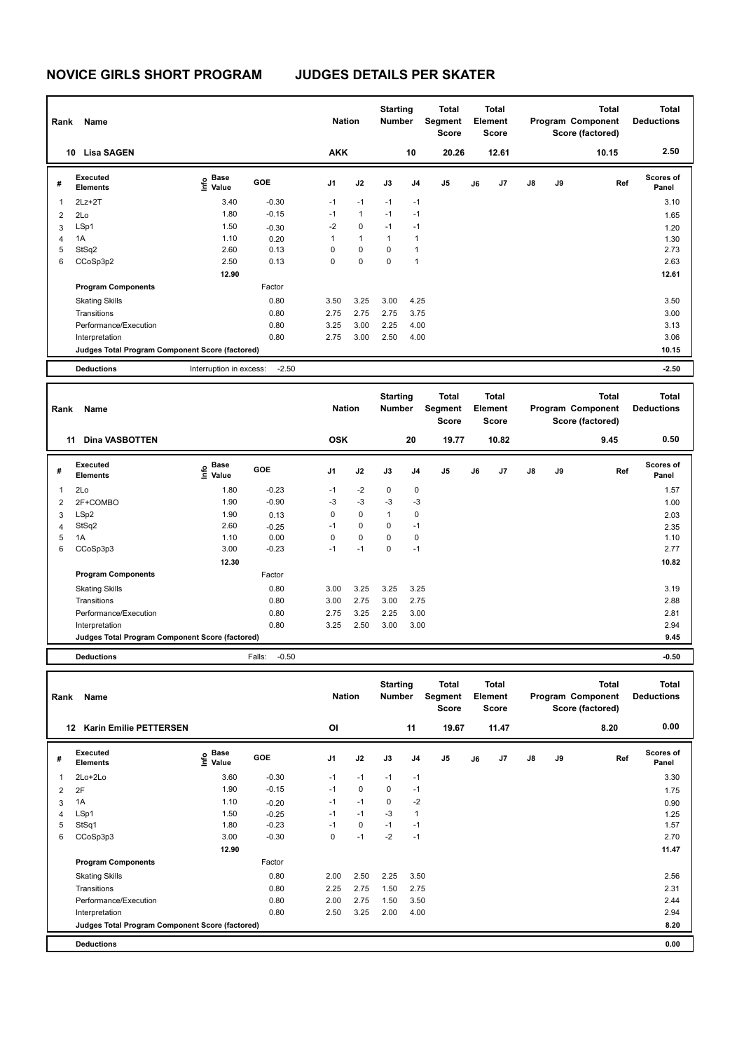# NOVICE GIRLS SHORT PROGRAM JUDGES DETAILS PER SKATER

| Rank | Name | Nation | Starting Number | Total Segment Score | Total Element Score | Total Program Component Score (factored) | Total Deductions |
|---|---|---|---|---|---|---|---|
| 10 | Lisa SAGEN | AKK | 10 | 20.26 | 12.61 | 10.15 | 2.50 |

| # | Executed Elements | Info | Base Value | GOE | J1 | J2 | J3 | J4 | J5 | J6 | J7 | J8 | J9 | Ref | Scores of Panel |
|---|---|---|---|---|---|---|---|---|---|---|---|---|---|---|---|
| 1 | 2Lz+2T | | 3.40 | -0.30 | -1 | -1 | -1 | -1 | | | | | | | 3.10 |
| 2 | 2Lo | | 1.80 | -0.15 | -1 | 1 | -1 | -1 | | | | | | | 1.65 |
| 3 | LSp1 | | 1.50 | -0.30 | -2 | 0 | -1 | -1 | | | | | | | 1.20 |
| 4 | 1A | | 1.10 | 0.20 | 1 | 1 | 1 | 1 | | | | | | | 1.30 |
| 5 | StSq2 | | 2.60 | 0.13 | 0 | 0 | 0 | 1 | | | | | | | 2.73 |
| 6 | CCoSp3p2 | | 2.50 | 0.13 | 0 | 0 | 0 | 1 | | | | | | | 2.63 |
| | | | 12.90 | | | | | | | | | | | | 12.61 |

| Program Components | Factor | J1 | J2 | J3 | J4 | J5 | J6 | J7 | J8 | J9 | Scores of Panel |
|---|---|---|---|---|---|---|---|---|---|---|---|
| Skating Skills | 0.80 | 3.50 | 3.25 | 3.00 | 4.25 | | | | | | 3.50 |
| Transitions | 0.80 | 2.75 | 2.75 | 2.75 | 3.75 | | | | | | 3.00 |
| Performance/Execution | 0.80 | 3.25 | 3.00 | 2.25 | 4.00 | | | | | | 3.13 |
| Interpretation | 0.80 | 2.75 | 3.00 | 2.50 | 4.00 | | | | | | 3.06 |
| Judges Total Program Component Score (factored) | | | | | | | | | | | 10.15 |

**Deductions** Interruption in excess: -2.50 — **-2.50**

| Rank | Name | Nation | Starting Number | Total Segment Score | Total Element Score | Total Program Component Score (factored) | Total Deductions |
|---|---|---|---|---|---|---|---|
| 11 | Dina VASBOTTEN | OSK | 20 | 19.77 | 10.82 | 9.45 | 0.50 |

| # | Executed Elements | Info | Base Value | GOE | J1 | J2 | J3 | J4 | J5 | J6 | J7 | J8 | J9 | Ref | Scores of Panel |
|---|---|---|---|---|---|---|---|---|---|---|---|---|---|---|---|
| 1 | 2Lo | | 1.80 | -0.23 | -1 | -2 | 0 | 0 | | | | | | | 1.57 |
| 2 | 2F+COMBO | | 1.90 | -0.90 | -3 | -3 | -3 | -3 | | | | | | | 1.00 |
| 3 | LSp2 | | 1.90 | 0.13 | 0 | 0 | 1 | 0 | | | | | | | 2.03 |
| 4 | StSq2 | | 2.60 | -0.25 | -1 | 0 | 0 | -1 | | | | | | | 2.35 |
| 5 | 1A | | 1.10 | 0.00 | 0 | 0 | 0 | 0 | | | | | | | 1.10 |
| 6 | CCoSp3p3 | | 3.00 | -0.23 | -1 | -1 | 0 | -1 | | | | | | | 2.77 |
| | | | 12.30 | | | | | | | | | | | | 10.82 |

| Program Components | Factor | J1 | J2 | J3 | J4 | J5 | J6 | J7 | J8 | J9 | Scores of Panel |
|---|---|---|---|---|---|---|---|---|---|---|---|
| Skating Skills | 0.80 | 3.00 | 3.25 | 3.25 | 3.25 | | | | | | 3.19 |
| Transitions | 0.80 | 3.00 | 2.75 | 3.00 | 2.75 | | | | | | 2.88 |
| Performance/Execution | 0.80 | 2.75 | 3.25 | 2.25 | 3.00 | | | | | | 2.81 |
| Interpretation | 0.80 | 3.25 | 2.50 | 3.00 | 3.00 | | | | | | 2.94 |
| Judges Total Program Component Score (factored) | | | | | | | | | | | 9.45 |

**Deductions** Falls: -0.50 — **-0.50**

| Rank | Name | Nation | Starting Number | Total Segment Score | Total Element Score | Total Program Component Score (factored) | Total Deductions |
|---|---|---|---|---|---|---|---|
| 12 | Karin Emilie PETTERSEN | OI | 11 | 19.67 | 11.47 | 8.20 | 0.00 |

| # | Executed Elements | Info | Base Value | GOE | J1 | J2 | J3 | J4 | J5 | J6 | J7 | J8 | J9 | Ref | Scores of Panel |
|---|---|---|---|---|---|---|---|---|---|---|---|---|---|---|---|
| 1 | 2Lo+2Lo | | 3.60 | -0.30 | -1 | -1 | -1 | -1 | | | | | | | 3.30 |
| 2 | 2F | | 1.90 | -0.15 | -1 | 0 | 0 | -1 | | | | | | | 1.75 |
| 3 | 1A | | 1.10 | -0.20 | -1 | -1 | 0 | -2 | | | | | | | 0.90 |
| 4 | LSp1 | | 1.50 | -0.25 | -1 | -1 | -3 | 1 | | | | | | | 1.25 |
| 5 | StSq1 | | 1.80 | -0.23 | -1 | 0 | -1 | -1 | | | | | | | 1.57 |
| 6 | CCoSp3p3 | | 3.00 | -0.30 | 0 | -1 | -2 | -1 | | | | | | | 2.70 |
| | | | 12.90 | | | | | | | | | | | | 11.47 |

| Program Components | Factor | J1 | J2 | J3 | J4 | J5 | J6 | J7 | J8 | J9 | Scores of Panel |
|---|---|---|---|---|---|---|---|---|---|---|---|
| Skating Skills | 0.80 | 2.00 | 2.50 | 2.25 | 3.50 | | | | | | 2.56 |
| Transitions | 0.80 | 2.25 | 2.75 | 1.50 | 2.75 | | | | | | 2.31 |
| Performance/Execution | 0.80 | 2.00 | 2.75 | 1.50 | 3.50 | | | | | | 2.44 |
| Interpretation | 0.80 | 2.50 | 3.25 | 2.00 | 4.00 | | | | | | 2.94 |
| Judges Total Program Component Score (factored) | | | | | | | | | | | 8.20 |

**Deductions** — **0.00**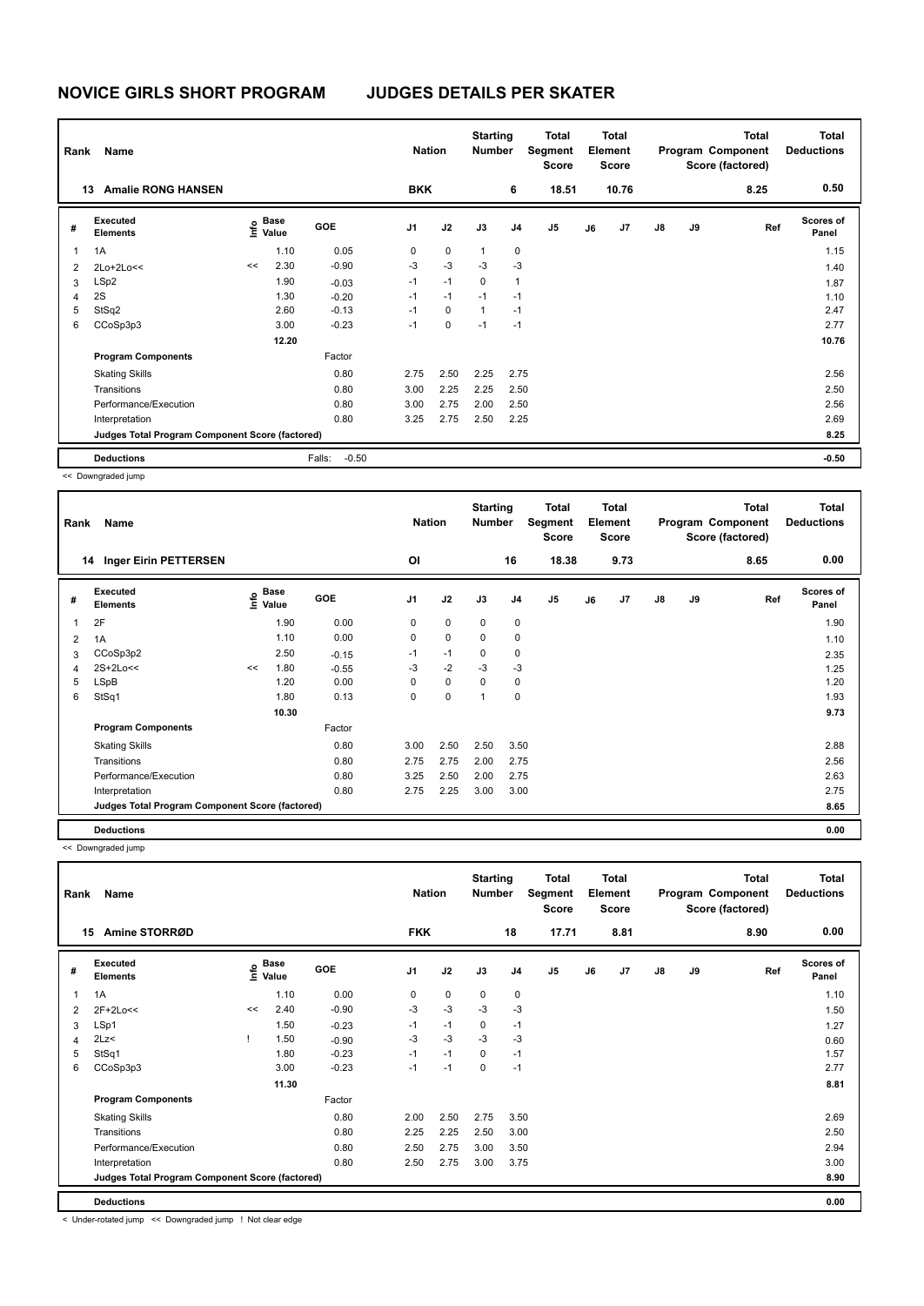# NOVICE GIRLS SHORT PROGRAM    JUDGES DETAILS PER SKATER

| Rank | Name | Nation | Starting Number | Total Segment Score | Total Element Score | Total Program Component Score (factored) | Total Deductions |
|---|---|---|---|---|---|---|---|
| 13 | Amalie RONG HANSEN | BKK | 6 | 18.51 | 10.76 | 8.25 | 0.50 |

| # | Executed Elements | Info | Base Value | GOE | J1 | J2 | J3 | J4 | J5 | J6 | J7 | J8 | J9 | Ref | Scores of Panel |
|---|---|---|---|---|---|---|---|---|---|---|---|---|---|---|---|
| 1 | 1A | | 1.10 | 0.05 | 0 | 0 | 1 | 0 | | | | | | | 1.15 |
| 2 | 2Lo+2Lo<< | << | 2.30 | -0.90 | -3 | -3 | -3 | -3 | | | | | | | 1.40 |
| 3 | LSp2 | | 1.90 | -0.03 | -1 | -1 | 0 | 1 | | | | | | | 1.87 |
| 4 | 2S | | 1.30 | -0.20 | -1 | -1 | -1 | -1 | | | | | | | 1.10 |
| 5 | StSq2 | | 2.60 | -0.13 | -1 | 0 | 1 | -1 | | | | | | | 2.47 |
| 6 | CCoSp3p3 | | 3.00 | -0.23 | -1 | 0 | -1 | -1 | | | | | | | 2.77 |
| | | | 12.20 | | | | | | | | | | | | 10.76 |
| | **Program Components** | | | Factor | | | | | | | | | | | |
| | Skating Skills | | | 0.80 | 2.75 | 2.50 | 2.25 | 2.75 | | | | | | | 2.56 |
| | Transitions | | | 0.80 | 3.00 | 2.25 | 2.25 | 2.50 | | | | | | | 2.50 |
| | Performance/Execution | | | 0.80 | 3.00 | 2.75 | 2.00 | 2.50 | | | | | | | 2.56 |
| | Interpretation | | | 0.80 | 3.25 | 2.75 | 2.50 | 2.25 | | | | | | | 2.69 |
| | **Judges Total Program Component Score (factored)** | | | | | | | | | | | | | | 8.25 |
| | **Deductions** | | | Falls: -0.50 | | | | | | | | | | | -0.50 |

<< Downgraded jump

| Rank | Name | Nation | Starting Number | Total Segment Score | Total Element Score | Total Program Component Score (factored) | Total Deductions |
|---|---|---|---|---|---|---|---|
| 14 | Inger Eirin PETTERSEN | OI | 16 | 18.38 | 9.73 | 8.65 | 0.00 |

| # | Executed Elements | Info | Base Value | GOE | J1 | J2 | J3 | J4 | J5 | J6 | J7 | J8 | J9 | Ref | Scores of Panel |
|---|---|---|---|---|---|---|---|---|---|---|---|---|---|---|---|
| 1 | 2F | | 1.90 | 0.00 | 0 | 0 | 0 | 0 | | | | | | | 1.90 |
| 2 | 1A | | 1.10 | 0.00 | 0 | 0 | 0 | 0 | | | | | | | 1.10 |
| 3 | CCoSp3p2 | | 2.50 | -0.15 | -1 | -1 | 0 | 0 | | | | | | | 2.35 |
| 4 | 2S+2Lo<< | << | 1.80 | -0.55 | -3 | -2 | -3 | -3 | | | | | | | 1.25 |
| 5 | LSpB | | 1.20 | 0.00 | 0 | 0 | 0 | 0 | | | | | | | 1.20 |
| 6 | StSq1 | | 1.80 | 0.13 | 0 | 0 | 1 | 0 | | | | | | | 1.93 |
| | | | 10.30 | | | | | | | | | | | | 9.73 |
| | **Program Components** | | | Factor | | | | | | | | | | | |
| | Skating Skills | | | 0.80 | 3.00 | 2.50 | 2.50 | 3.50 | | | | | | | 2.88 |
| | Transitions | | | 0.80 | 2.75 | 2.75 | 2.00 | 2.75 | | | | | | | 2.56 |
| | Performance/Execution | | | 0.80 | 3.25 | 2.50 | 2.00 | 2.75 | | | | | | | 2.63 |
| | Interpretation | | | 0.80 | 2.75 | 2.25 | 3.00 | 3.00 | | | | | | | 2.75 |
| | **Judges Total Program Component Score (factored)** | | | | | | | | | | | | | | 8.65 |
| | **Deductions** | | | | | | | | | | | | | | 0.00 |

<< Downgraded jump

| Rank | Name | Nation | Starting Number | Total Segment Score | Total Element Score | Total Program Component Score (factored) | Total Deductions |
|---|---|---|---|---|---|---|---|
| 15 | Amine STORRØD | FKK | 18 | 17.71 | 8.81 | 8.90 | 0.00 |

| # | Executed Elements | Info | Base Value | GOE | J1 | J2 | J3 | J4 | J5 | J6 | J7 | J8 | J9 | Ref | Scores of Panel |
|---|---|---|---|---|---|---|---|---|---|---|---|---|---|---|---|
| 1 | 1A | | 1.10 | 0.00 | 0 | 0 | 0 | 0 | | | | | | | 1.10 |
| 2 | 2F+2Lo<< | << | 2.40 | -0.90 | -3 | -3 | -3 | -3 | | | | | | | 1.50 |
| 3 | LSp1 | | 1.50 | -0.23 | -1 | -1 | 0 | -1 | | | | | | | 1.27 |
| 4 | 2Lz< | ! | 1.50 | -0.90 | -3 | -3 | -3 | -3 | | | | | | | 0.60 |
| 5 | StSq1 | | 1.80 | -0.23 | -1 | -1 | 0 | -1 | | | | | | | 1.57 |
| 6 | CCoSp3p3 | | 3.00 | -0.23 | -1 | -1 | 0 | -1 | | | | | | | 2.77 |
| | | | 11.30 | | | | | | | | | | | | 8.81 |
| | **Program Components** | | | Factor | | | | | | | | | | | |
| | Skating Skills | | | 0.80 | 2.00 | 2.50 | 2.75 | 3.50 | | | | | | | 2.69 |
| | Transitions | | | 0.80 | 2.25 | 2.25 | 2.50 | 3.00 | | | | | | | 2.50 |
| | Performance/Execution | | | 0.80 | 2.50 | 2.75 | 3.00 | 3.50 | | | | | | | 2.94 |
| | Interpretation | | | 0.80 | 2.50 | 2.75 | 3.00 | 3.75 | | | | | | | 3.00 |
| | **Judges Total Program Component Score (factored)** | | | | | | | | | | | | | | 8.90 |
| | **Deductions** | | | | | | | | | | | | | | 0.00 |

< Under-rotated jump << Downgraded jump ! Not clear edge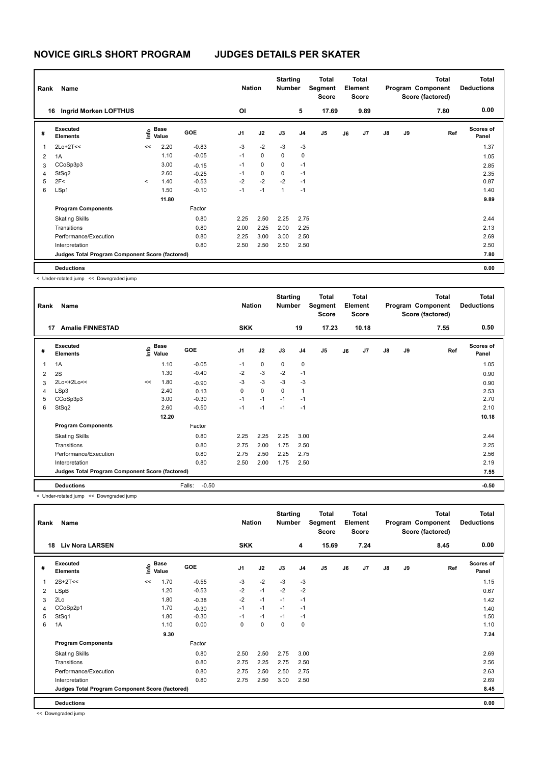# NOVICE GIRLS SHORT PROGRAM JUDGES DETAILS PER SKATER

| Rank | Name | Nation | Starting Number | Total Segment Score | Total Element Score | Total Program Component Score (factored) | Total Deductions |
|---|---|---|---|---|---|---|---|
| 16 | Ingrid Morken LOFTHUS | OI | 5 | 17.69 | 9.89 | 7.80 | 0.00 |

| # | Executed Elements | Info | Base Value | GOE | J1 | J2 | J3 | J4 | J5 | J6 | J7 | J8 | J9 | Ref | Scores of Panel |
|---|---|---|---|---|---|---|---|---|---|---|---|---|---|---|---|
| 1 | 2Lo+2T<< | << | 2.20 | -0.83 | -3 | -2 | -3 | -3 | | | | | | | 1.37 |
| 2 | 1A | | 1.10 | -0.05 | -1 | 0 | 0 | 0 | | | | | | | 1.05 |
| 3 | CCoSp3p3 | | 3.00 | -0.15 | -1 | 0 | 0 | -1 | | | | | | | 2.85 |
| 4 | StSq2 | | 2.60 | -0.25 | -1 | 0 | 0 | -1 | | | | | | | 2.35 |
| 5 | 2F< | < | 1.40 | -0.53 | -2 | -2 | -2 | -1 | | | | | | | 0.87 |
| 6 | LSp1 | | 1.50 | -0.10 | -1 | -1 | 1 | -1 | | | | | | | 1.40 |
| | | | 11.80 | | | | | | | | | | | | 9.89 |
| | **Program Components** | | | Factor | | | | | | | | | | | |
| | Skating Skills | | | 0.80 | 2.25 | 2.50 | 2.25 | 2.75 | | | | | | | 2.44 |
| | Transitions | | | 0.80 | 2.00 | 2.25 | 2.00 | 2.25 | | | | | | | 2.13 |
| | Performance/Execution | | | 0.80 | 2.25 | 3.00 | 3.00 | 2.50 | | | | | | | 2.69 |
| | Interpretation | | | 0.80 | 2.50 | 2.50 | 2.50 | 2.50 | | | | | | | 2.50 |
| | **Judges Total Program Component Score (factored)** | | | | | | | | | | | | | | 7.80 |
| | **Deductions** | | | | | | | | | | | | | | 0.00 |

< Under-rotated jump << Downgraded jump

| Rank | Name | Nation | Starting Number | Total Segment Score | Total Element Score | Total Program Component Score (factored) | Total Deductions |
|---|---|---|---|---|---|---|---|
| 17 | Amalie FINNESTAD | SKK | 19 | 17.23 | 10.18 | 7.55 | 0.50 |

| # | Executed Elements | Info | Base Value | GOE | J1 | J2 | J3 | J4 | J5 | J6 | J7 | J8 | J9 | Ref | Scores of Panel |
|---|---|---|---|---|---|---|---|---|---|---|---|---|---|---|---|
| 1 | 1A | | 1.10 | -0.05 | -1 | 0 | 0 | 0 | | | | | | | 1.05 |
| 2 | 2S | | 1.30 | -0.40 | -2 | -3 | -2 | -1 | | | | | | | 0.90 |
| 3 | 2Lo<+2Lo<< | << | 1.80 | -0.90 | -3 | -3 | -3 | -3 | | | | | | | 0.90 |
| 4 | LSp3 | | 2.40 | 0.13 | 0 | 0 | 0 | 1 | | | | | | | 2.53 |
| 5 | CCoSp3p3 | | 3.00 | -0.30 | -1 | -1 | -1 | -1 | | | | | | | 2.70 |
| 6 | StSq2 | | 2.60 | -0.50 | -1 | -1 | -1 | -1 | | | | | | | 2.10 |
| | | | 12.20 | | | | | | | | | | | | 10.18 |
| | **Program Components** | | | Factor | | | | | | | | | | | |
| | Skating Skills | | | 0.80 | 2.25 | 2.25 | 2.25 | 3.00 | | | | | | | 2.44 |
| | Transitions | | | 0.80 | 2.75 | 2.00 | 1.75 | 2.50 | | | | | | | 2.25 |
| | Performance/Execution | | | 0.80 | 2.75 | 2.50 | 2.25 | 2.75 | | | | | | | 2.56 |
| | Interpretation | | | 0.80 | 2.50 | 2.00 | 1.75 | 2.50 | | | | | | | 2.19 |
| | **Judges Total Program Component Score (factored)** | | | | | | | | | | | | | | 7.55 |
| | **Deductions** | | | Falls: -0.50 | | | | | | | | | | | -0.50 |

< Under-rotated jump << Downgraded jump

| Rank | Name | Nation | Starting Number | Total Segment Score | Total Element Score | Total Program Component Score (factored) | Total Deductions |
|---|---|---|---|---|---|---|---|
| 18 | Liv Nora LARSEN | SKK | 4 | 15.69 | 7.24 | 8.45 | 0.00 |

| # | Executed Elements | Info | Base Value | GOE | J1 | J2 | J3 | J4 | J5 | J6 | J7 | J8 | J9 | Ref | Scores of Panel |
|---|---|---|---|---|---|---|---|---|---|---|---|---|---|---|---|
| 1 | 2S+2T<< | << | 1.70 | -0.55 | -3 | -2 | -3 | -3 | | | | | | | 1.15 |
| 2 | LSpB | | 1.20 | -0.53 | -2 | -1 | -2 | -2 | | | | | | | 0.67 |
| 3 | 2Lo | | 1.80 | -0.38 | -2 | -1 | -1 | -1 | | | | | | | 1.42 |
| 4 | CCoSp2p1 | | 1.70 | -0.30 | -1 | -1 | -1 | -1 | | | | | | | 1.40 |
| 5 | StSq1 | | 1.80 | -0.30 | -1 | -1 | -1 | -1 | | | | | | | 1.50 |
| 6 | 1A | | 1.10 | 0.00 | 0 | 0 | 0 | 0 | | | | | | | 1.10 |
| | | | 9.30 | | | | | | | | | | | | 7.24 |
| | **Program Components** | | | Factor | | | | | | | | | | | |
| | Skating Skills | | | 0.80 | 2.50 | 2.50 | 2.75 | 3.00 | | | | | | | 2.69 |
| | Transitions | | | 0.80 | 2.75 | 2.25 | 2.75 | 2.50 | | | | | | | 2.56 |
| | Performance/Execution | | | 0.80 | 2.75 | 2.50 | 2.50 | 2.75 | | | | | | | 2.63 |
| | Interpretation | | | 0.80 | 2.75 | 2.50 | 3.00 | 2.50 | | | | | | | 2.69 |
| | **Judges Total Program Component Score (factored)** | | | | | | | | | | | | | | 8.45 |
| | **Deductions** | | | | | | | | | | | | | | 0.00 |

<< Downgraded jump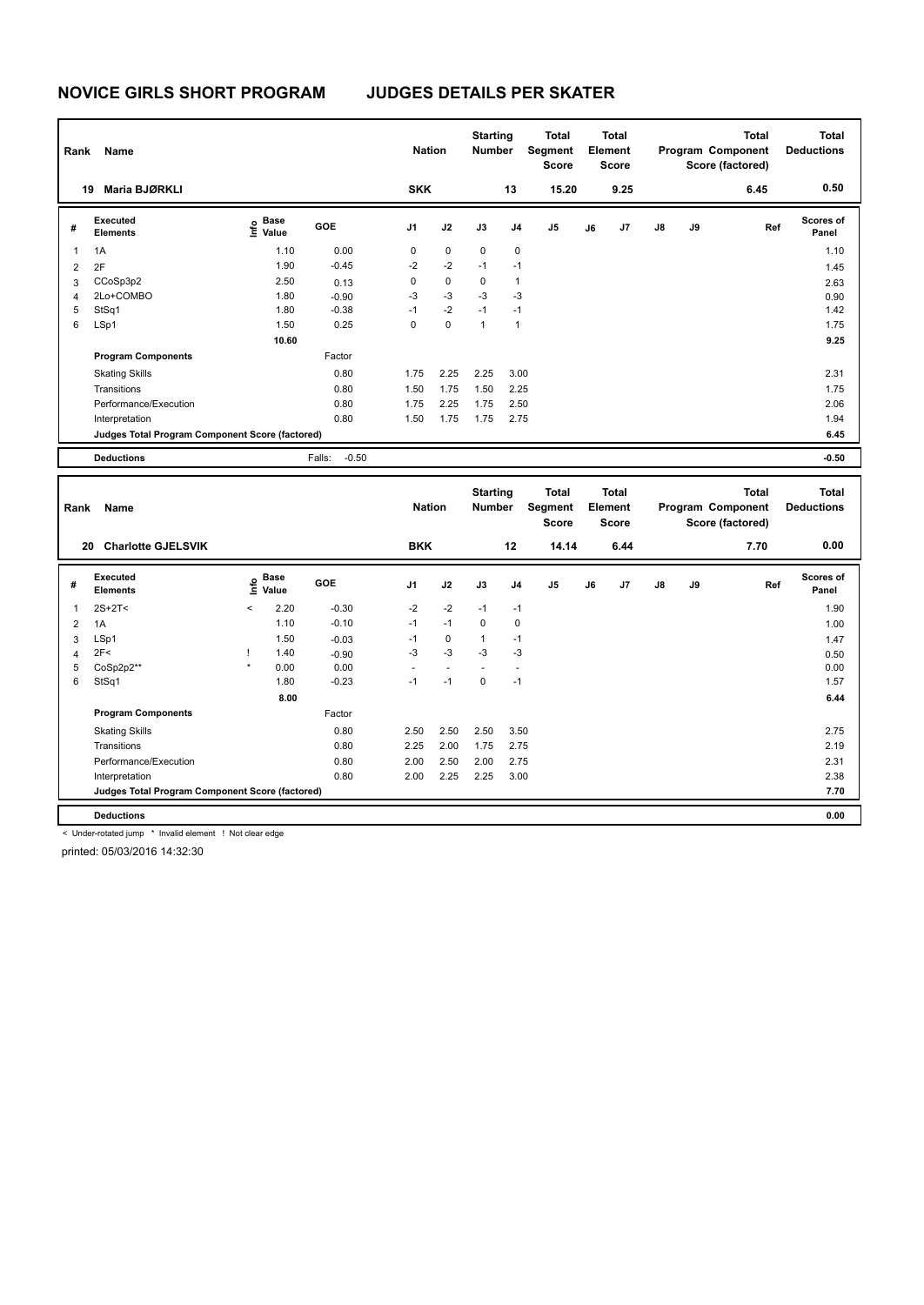# NOVICE GIRLS SHORT PROGRAM JUDGES DETAILS PER SKATER

| Rank | Name | Nation | Starting Number | Total Segment Score | Total Element Score | Total Program Component Score (factored) | Total Deductions |
|---|---|---|---|---|---|---|---|
| 19 | Maria BJØRKLI | SKK | 13 | 15.20 | 9.25 | 6.45 | 0.50 |

| # | Executed Elements | Info | Base Value | GOE | J1 | J2 | J3 | J4 | J5 | J6 | J7 | J8 | J9 | Ref | Scores of Panel |
|---|---|---|---|---|---|---|---|---|---|---|---|---|---|---|---|
| 1 | 1A | | 1.10 | 0.00 | 0 | 0 | 0 | 0 | | | | | | | 1.10 |
| 2 | 2F | | 1.90 | -0.45 | -2 | -2 | -1 | -1 | | | | | | | 1.45 |
| 3 | CCoSp3p2 | | 2.50 | 0.13 | 0 | 0 | 0 | 1 | | | | | | | 2.63 |
| 4 | 2Lo+COMBO | | 1.80 | -0.90 | -3 | -3 | -3 | -3 | | | | | | | 0.90 |
| 5 | StSq1 | | 1.80 | -0.38 | -1 | -2 | -1 | -1 | | | | | | | 1.42 |
| 6 | LSp1 | | 1.50 | 0.25 | 0 | 0 | 1 | 1 | | | | | | | 1.75 |
| | | | 10.60 | | | | | | | | | | | | 9.25 |
| | **Program Components** | | | Factor | | | | | | | | | | | |
| | Skating Skills | | | 0.80 | 1.75 | 2.25 | 2.25 | 3.00 | | | | | | | 2.31 |
| | Transitions | | | 0.80 | 1.50 | 1.75 | 1.50 | 2.25 | | | | | | | 1.75 |
| | Performance/Execution | | | 0.80 | 1.75 | 2.25 | 1.75 | 2.50 | | | | | | | 2.06 |
| | Interpretation | | | 0.80 | 1.50 | 1.75 | 1.75 | 2.75 | | | | | | | 1.94 |
| | **Judges Total Program Component Score (factored)** | | | | | | | | | | | | | | 6.45 |
| | **Deductions** | | | Falls: -0.50 | | | | | | | | | | | -0.50 |

| Rank | Name | Nation | Starting Number | Total Segment Score | Total Element Score | Total Program Component Score (factored) | Total Deductions |
|---|---|---|---|---|---|---|---|
| 20 | Charlotte GJELSVIK | BKK | 12 | 14.14 | 6.44 | 7.70 | 0.00 |

| # | Executed Elements | Info | Base Value | GOE | J1 | J2 | J3 | J4 | J5 | J6 | J7 | J8 | J9 | Ref | Scores of Panel |
|---|---|---|---|---|---|---|---|---|---|---|---|---|---|---|---|
| 1 | 2S+2T< | < | 2.20 | -0.30 | -2 | -2 | -1 | -1 | | | | | | | 1.90 |
| 2 | 1A | | 1.10 | -0.10 | -1 | -1 | 0 | 0 | | | | | | | 1.00 |
| 3 | LSp1 | | 1.50 | -0.03 | -1 | 0 | 1 | -1 | | | | | | | 1.47 |
| 4 | 2F< | ! | 1.40 | -0.90 | -3 | -3 | -3 | -3 | | | | | | | 0.50 |
| 5 | CoSp2p2** | * | 0.00 | 0.00 | - | - | - | - | | | | | | | 0.00 |
| 6 | StSq1 | | 1.80 | -0.23 | -1 | -1 | 0 | -1 | | | | | | | 1.57 |
| | | | 8.00 | | | | | | | | | | | | 6.44 |
| | **Program Components** | | | Factor | | | | | | | | | | | |
| | Skating Skills | | | 0.80 | 2.50 | 2.50 | 2.50 | 3.50 | | | | | | | 2.75 |
| | Transitions | | | 0.80 | 2.25 | 2.00 | 1.75 | 2.75 | | | | | | | 2.19 |
| | Performance/Execution | | | 0.80 | 2.00 | 2.50 | 2.00 | 2.75 | | | | | | | 2.31 |
| | Interpretation | | | 0.80 | 2.00 | 2.25 | 2.25 | 3.00 | | | | | | | 2.38 |
| | **Judges Total Program Component Score (factored)** | | | | | | | | | | | | | | 7.70 |
| | **Deductions** | | | | | | | | | | | | | | 0.00 |

< Under-rotated jump * Invalid element ! Not clear edge

printed: 05/03/2016 14:32:30